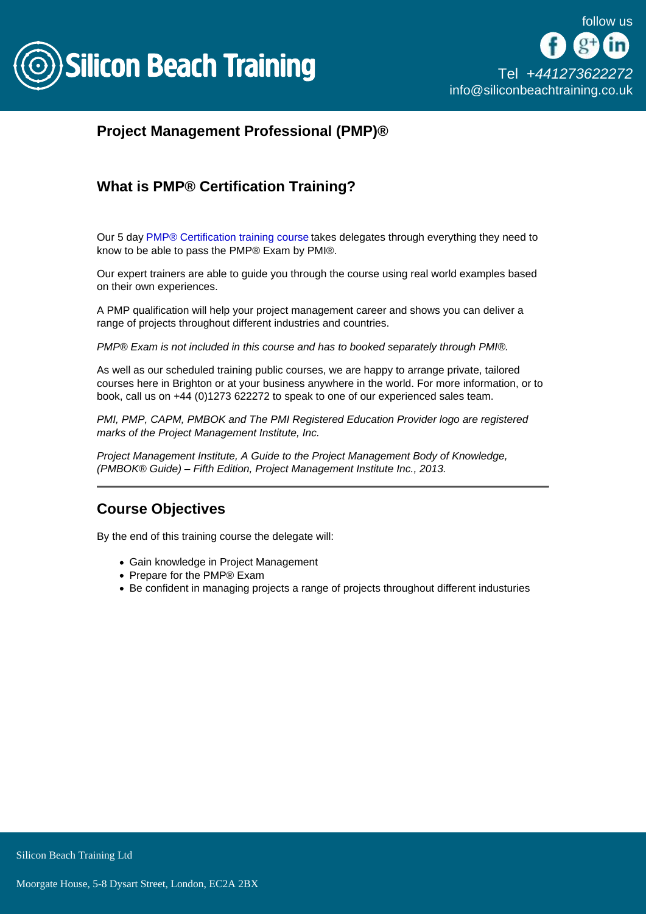# Project Management Professional (PMP)®

## What is PMP® Certification Training?

Our 5 day PMP® Certification training course takes delegates through everything they need to know to be able to pass the PMP® Exam by PMI®.

Our expert trainers are able to guide you through the course using real world examples based on their own experiences.

A PMP qualification will help your project management career and shows you can deliver a range of projects throughout different industries and countries.

*PMP® Exam is not included in this course and has to booked separately through PMI®.*

As well as our scheduled training public courses, we are happy to arrange private, tailored courses here in Brighton or at your business anywhere in the world. For more information, or to book, call us on +44 (0)1273 622272 to speak to one of our experienced sales team.

*PMI, PMP, CAPM, PMBOK and The PMI Registered Education Provider logo are registered marks of the Project Management Institute, Inc.*

*Project Management Institute, A Guide to the Project Management Body of Knowledge, (PMBOK® Guide) – Fifth Edition, Project Management Institute Inc., 2013.*

---

## Course Objectives

By the end of this training course the delegate will:

- Gain knowledge in Project Management
- Prepare for the PMP® Exam
- Be confident in managing projects a range of projects throughout different industuries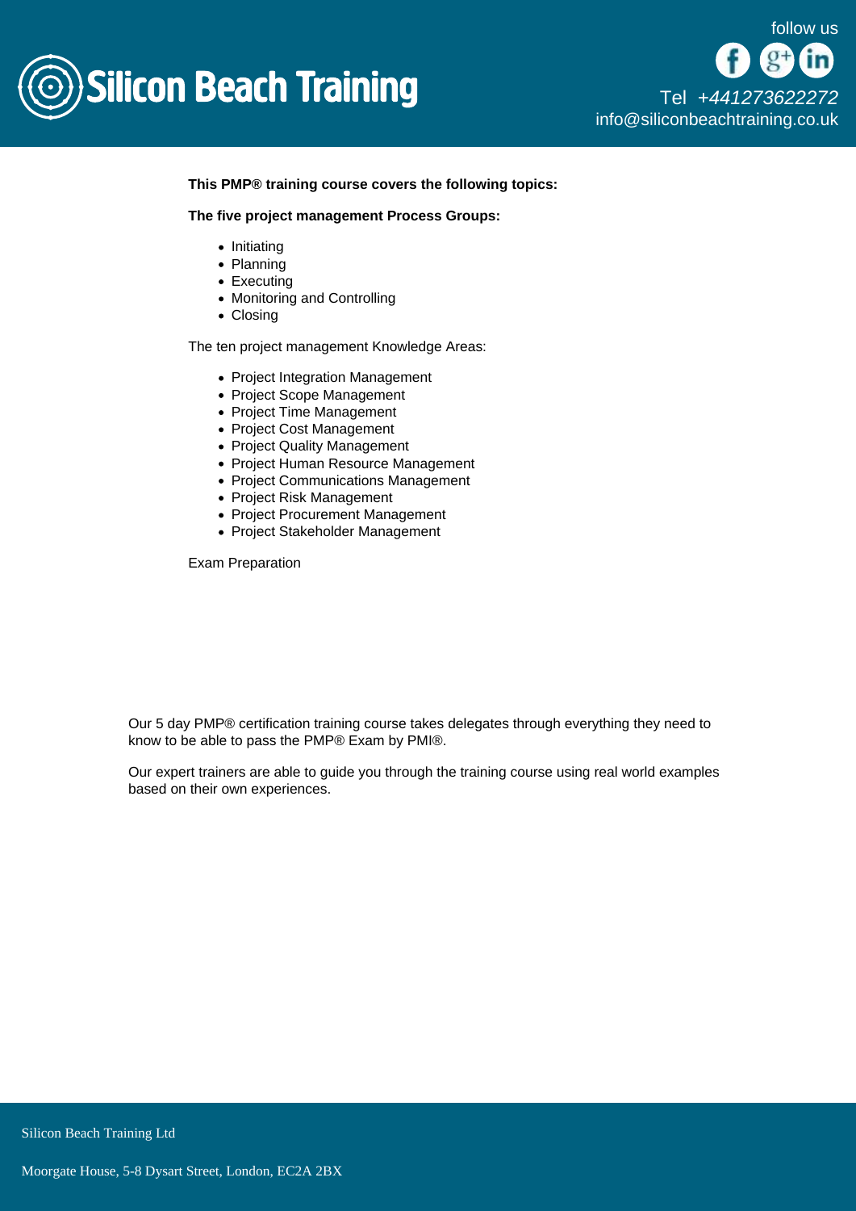**This PMP® training course covers the following topics:**

**The five project management Process Groups:**

- Initiating
- Planning
- Executing
- Monitoring and Controlling
- Closing

The ten project management Knowledge Areas:

- Project Integration Management
- Project Scope Management
- Project Time Management
- Project Cost Management
- Project Quality Management
- Project Human Resource Management
- Project Communications Management
- Project Risk Management
- Project Procurement Management
- Project Stakeholder Management

Exam Preparation

Our 5 day PMP® certification training course takes delegates through everything they need to know to be able to pass the PMP® Exam by PMI®.

Our expert trainers are able to guide you through the training course using real world examples based on their own experiences.